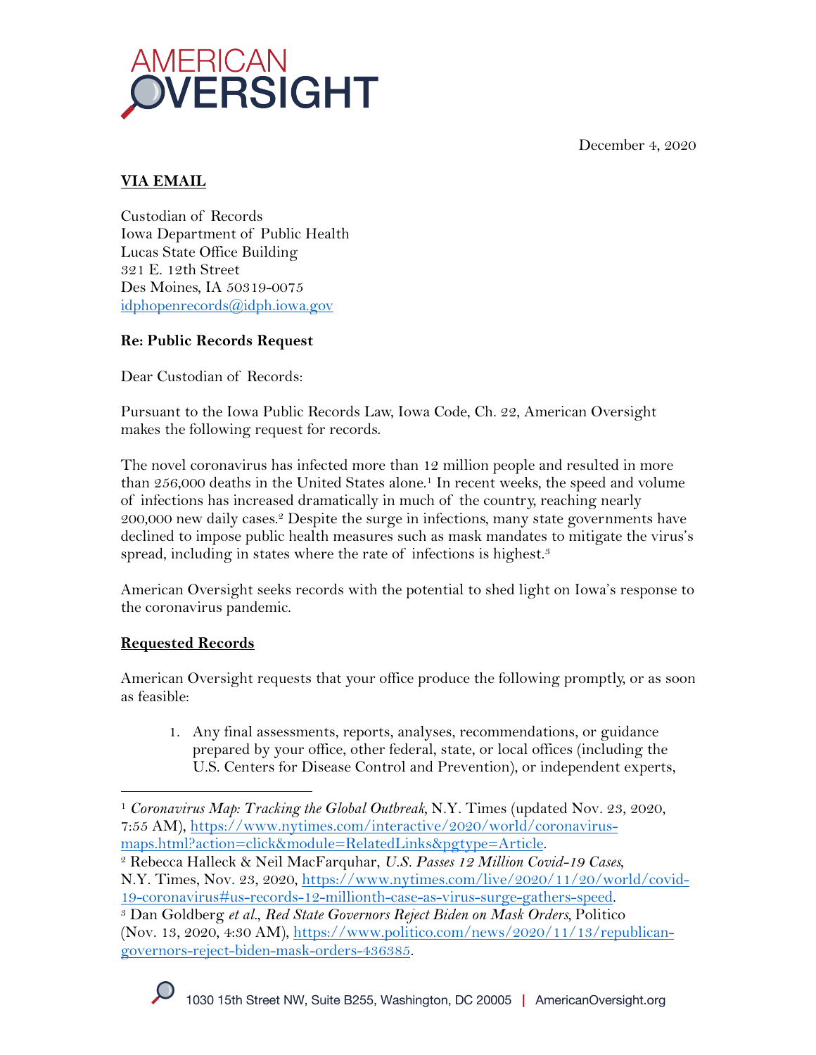AMERICAN OVERSIGHT

December 4, 2020

**VIA EMAIL**

Custodian of Records
Iowa Department of Public Health
Lucas State Office Building
321 E. 12th Street
Des Moines, IA 50319-0075
idphopenrecords@idph.iowa.gov

**Re: Public Records Request**

Dear Custodian of Records:

Pursuant to the Iowa Public Records Law, Iowa Code, Ch. 22, American Oversight makes the following request for records.

The novel coronavirus has infected more than 12 million people and resulted in more than 256,000 deaths in the United States alone.[1] In recent weeks, the speed and volume of infections has increased dramatically in much of the country, reaching nearly 200,000 new daily cases.[2] Despite the surge in infections, many state governments have declined to impose public health measures such as mask mandates to mitigate the virus's spread, including in states where the rate of infections is highest.[3]

American Oversight seeks records with the potential to shed light on Iowa's response to the coronavirus pandemic.

**Requested Records**

American Oversight requests that your office produce the following promptly, or as soon as feasible:

1. Any final assessments, reports, analyses, recommendations, or guidance prepared by your office, other federal, state, or local offices (including the U.S. Centers for Disease Control and Prevention), or independent experts,

---

[1] *Coronavirus Map: Tracking the Global Outbreak*, N.Y. Times (updated Nov. 23, 2020, 7:55 AM), https://www.nytimes.com/interactive/2020/world/coronavirus-maps.html?action=click&module=RelatedLinks&pgtype=Article.

[2] Rebecca Halleck & Neil MacFarquhar, *U.S. Passes 12 Million Covid-19 Cases*, N.Y. Times, Nov. 23, 2020, https://www.nytimes.com/live/2020/11/20/world/covid-19-coronavirus#us-records-12-millionth-case-as-virus-surge-gathers-speed.

[3] Dan Goldberg *et al.*, *Red State Governors Reject Biden on Mask Orders*, Politico (Nov. 13, 2020, 4:30 AM), https://www.politico.com/news/2020/11/13/republican-governors-reject-biden-mask-orders-436385.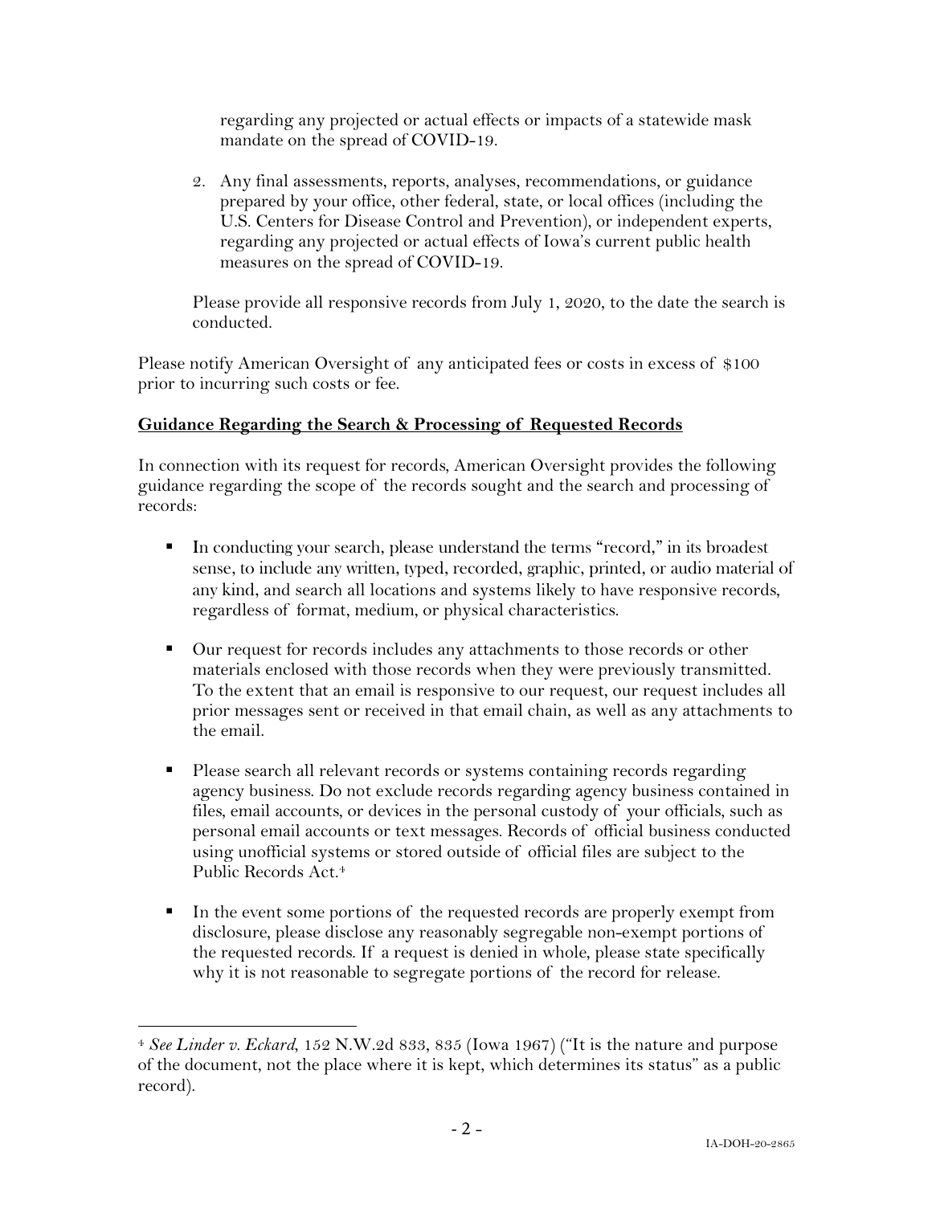regarding any projected or actual effects or impacts of a statewide mask mandate on the spread of COVID-19.

2. Any final assessments, reports, analyses, recommendations, or guidance prepared by your office, other federal, state, or local offices (including the U.S. Centers for Disease Control and Prevention), or independent experts, regarding any projected or actual effects of Iowa's current public health measures on the spread of COVID-19.

Please provide all responsive records from July 1, 2020, to the date the search is conducted.

Please notify American Oversight of any anticipated fees or costs in excess of $100 prior to incurring such costs or fee.

**Guidance Regarding the Search & Processing of Requested Records**

In connection with its request for records, American Oversight provides the following guidance regarding the scope of the records sought and the search and processing of records:

- In conducting your search, please understand the terms "record," in its broadest sense, to include any written, typed, recorded, graphic, printed, or audio material of any kind, and search all locations and systems likely to have responsive records, regardless of format, medium, or physical characteristics.

- Our request for records includes any attachments to those records or other materials enclosed with those records when they were previously transmitted. To the extent that an email is responsive to our request, our request includes all prior messages sent or received in that email chain, as well as any attachments to the email.

- Please search all relevant records or systems containing records regarding agency business. Do not exclude records regarding agency business contained in files, email accounts, or devices in the personal custody of your officials, such as personal email accounts or text messages. Records of official business conducted using unofficial systems or stored outside of official files are subject to the Public Records Act.[4]

- In the event some portions of the requested records are properly exempt from disclosure, please disclose any reasonably segregable non-exempt portions of the requested records. If a request is denied in whole, please state specifically why it is not reasonable to segregate portions of the record for release.

---

[4] *See Linder v. Eckard*, 152 N.W.2d 833, 835 (Iowa 1967) ("It is the nature and purpose of the document, not the place where it is kept, which determines its status" as a public record).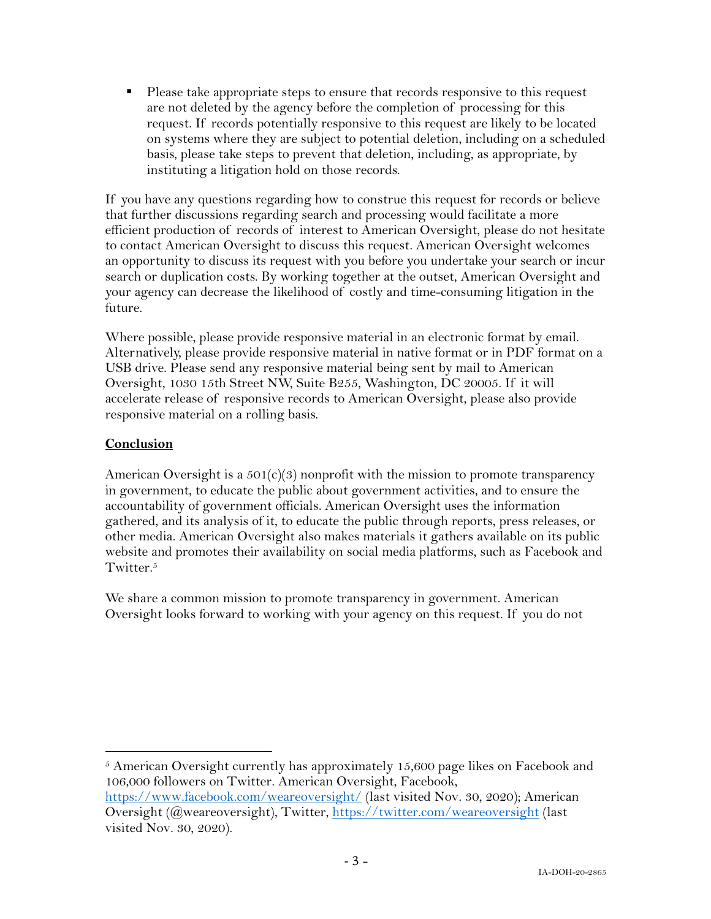- Please take appropriate steps to ensure that records responsive to this request are not deleted by the agency before the completion of processing for this request. If records potentially responsive to this request are likely to be located on systems where they are subject to potential deletion, including on a scheduled basis, please take steps to prevent that deletion, including, as appropriate, by instituting a litigation hold on those records.

If you have any questions regarding how to construe this request for records or believe that further discussions regarding search and processing would facilitate a more efficient production of records of interest to American Oversight, please do not hesitate to contact American Oversight to discuss this request. American Oversight welcomes an opportunity to discuss its request with you before you undertake your search or incur search or duplication costs. By working together at the outset, American Oversight and your agency can decrease the likelihood of costly and time-consuming litigation in the future.

Where possible, please provide responsive material in an electronic format by email. Alternatively, please provide responsive material in native format or in PDF format on a USB drive. Please send any responsive material being sent by mail to American Oversight, 1030 15th Street NW, Suite B255, Washington, DC 20005. If it will accelerate release of responsive records to American Oversight, please also provide responsive material on a rolling basis.

**Conclusion**

American Oversight is a 501(c)(3) nonprofit with the mission to promote transparency in government, to educate the public about government activities, and to ensure the accountability of government officials. American Oversight uses the information gathered, and its analysis of it, to educate the public through reports, press releases, or other media. American Oversight also makes materials it gathers available on its public website and promotes their availability on social media platforms, such as Facebook and Twitter.[5]

We share a common mission to promote transparency in government. American Oversight looks forward to working with your agency on this request. If you do not

---

[5] American Oversight currently has approximately 15,600 page likes on Facebook and 106,000 followers on Twitter. American Oversight, Facebook, https://www.facebook.com/weareoversight/ (last visited Nov. 30, 2020); American Oversight (@weareoversight), Twitter, https://twitter.com/weareoversight (last visited Nov. 30, 2020).

IA-DOH-20-2865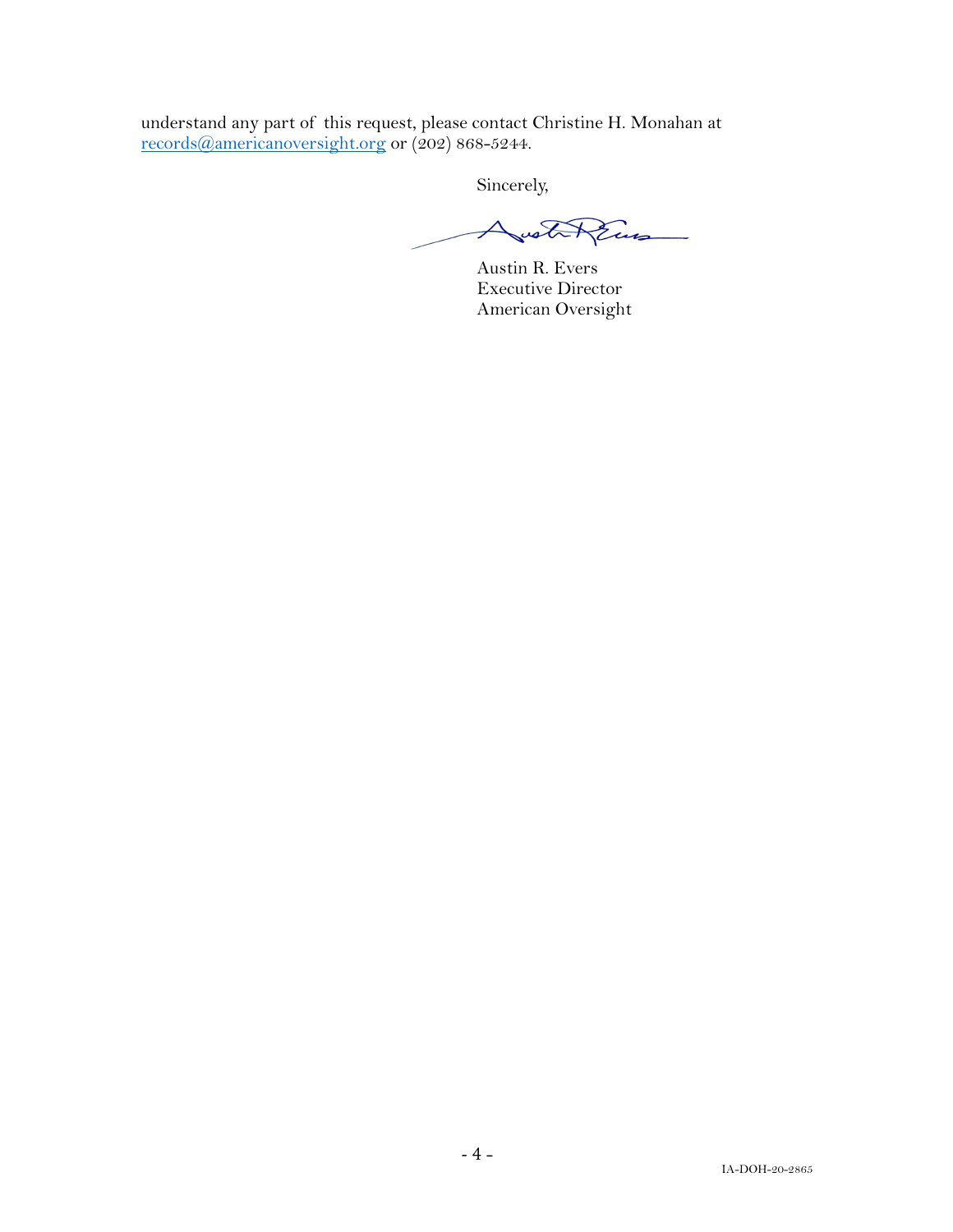understand any part of this request, please contact Christine H. Monahan at records@americanoversight.org or (202) 868-5244.

Sincerely,

Austin R. Evers
Executive Director
American Oversight

IA-DOH-20-2865